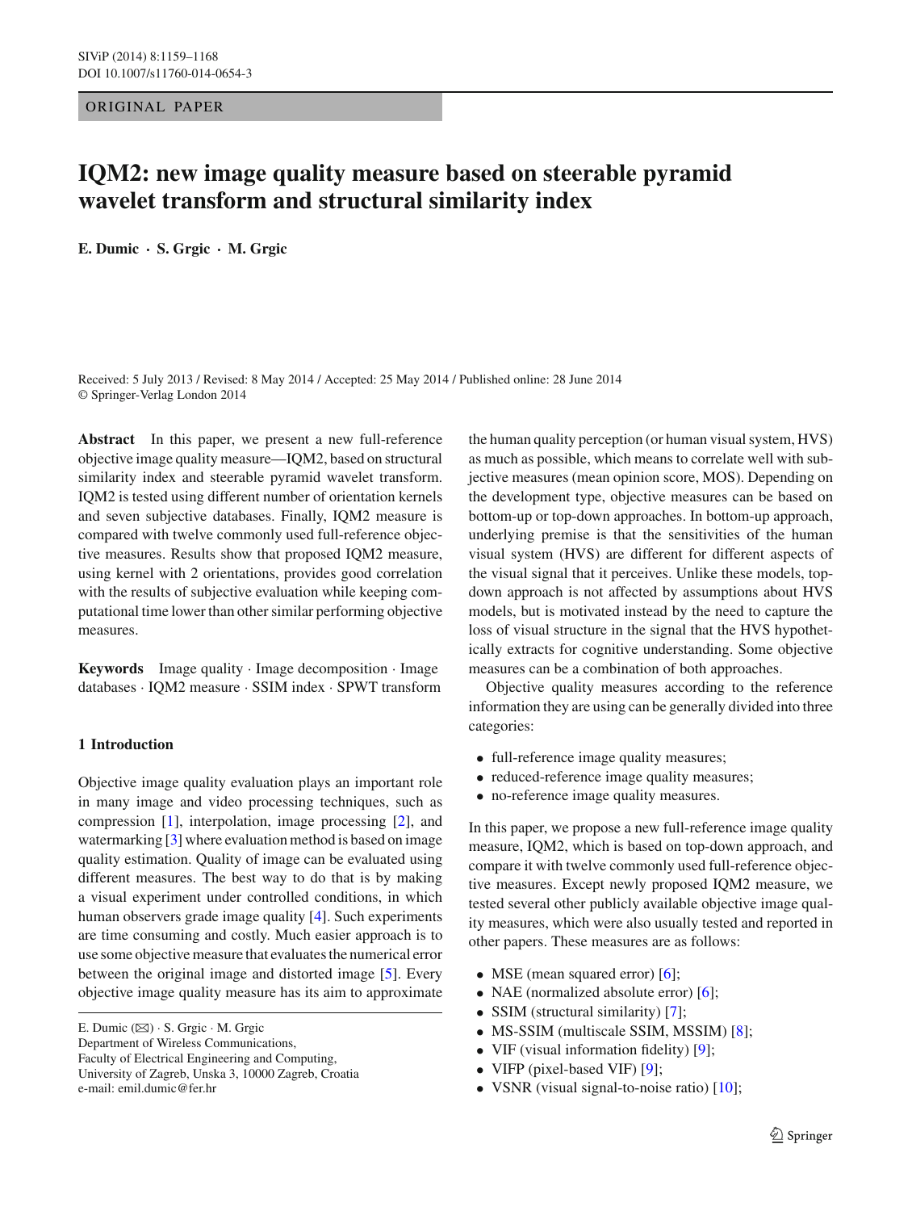ORIGINAL PAPER

# IQM2: new image quality measure based on steerable pyramid wavelet transform and structural similarity index

**E. Dumic · S. Grgic · M. Grgic**

Received: 5 July 2013 / Revised: 8 May 2014 / Accepted: 25 May 2014 / Published online: 28 June 2014
© Springer-Verlag London 2014

**Abstract** In this paper, we present a new full-reference objective image quality measure—IQM2, based on structural similarity index and steerable pyramid wavelet transform. IQM2 is tested using different number of orientation kernels and seven subjective databases. Finally, IQM2 measure is compared with twelve commonly used full-reference objective measures. Results show that proposed IQM2 measure, using kernel with 2 orientations, provides good correlation with the results of subjective evaluation while keeping computational time lower than other similar performing objective measures.

**Keywords** Image quality · Image decomposition · Image databases · IQM2 measure · SSIM index · SPWT transform

## 1 Introduction

Objective image quality evaluation plays an important role in many image and video processing techniques, such as compression [1], interpolation, image processing [2], and watermarking [3] where evaluation method is based on image quality estimation. Quality of image can be evaluated using different measures. The best way to do that is by making a visual experiment under controlled conditions, in which human observers grade image quality [4]. Such experiments are time consuming and costly. Much easier approach is to use some objective measure that evaluates the numerical error between the original image and distorted image [5]. Every objective image quality measure has its aim to approximate the human quality perception (or human visual system, HVS) as much as possible, which means to correlate well with subjective measures (mean opinion score, MOS). Depending on the development type, objective measures can be based on bottom-up or top-down approaches. In bottom-up approach, underlying premise is that the sensitivities of the human visual system (HVS) are different for different aspects of the visual signal that it perceives. Unlike these models, top-down approach is not affected by assumptions about HVS models, but is motivated instead by the need to capture the loss of visual structure in the signal that the HVS hypothetically extracts for cognitive understanding. Some objective measures can be a combination of both approaches.

Objective quality measures according to the reference information they are using can be generally divided into three categories:

- full-reference image quality measures;
- reduced-reference image quality measures;
- no-reference image quality measures.

In this paper, we propose a new full-reference image quality measure, IQM2, which is based on top-down approach, and compare it with twelve commonly used full-reference objective measures. Except newly proposed IQM2 measure, we tested several other publicly available objective image quality measures, which were also usually tested and reported in other papers. These measures are as follows:

- MSE (mean squared error) [6];
- NAE (normalized absolute error) [6];
- SSIM (structural similarity) [7];
- MS-SSIM (multiscale SSIM, MSSIM) [8];
- VIF (visual information fidelity) [9];
- VIFP (pixel-based VIF) [9];
- VSNR (visual signal-to-noise ratio) [10];

E. Dumic (✉) · S. Grgic · M. Grgic
Department of Wireless Communications,
Faculty of Electrical Engineering and Computing,
University of Zagreb, Unska 3, 10000 Zagreb, Croatia
e-mail: emil.dumic@fer.hr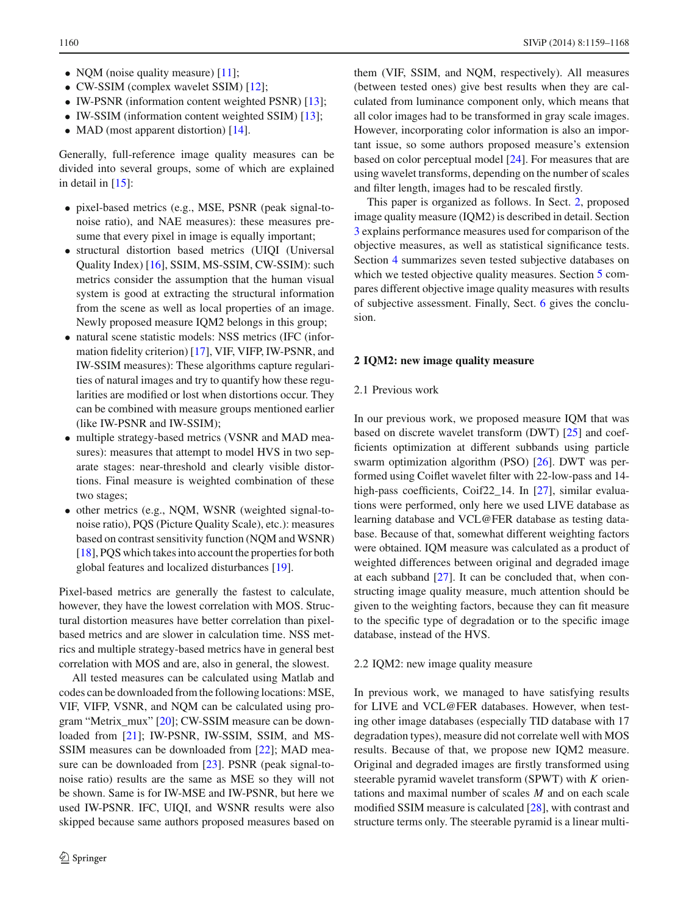- NQM (noise quality measure) [11];
- CW-SSIM (complex wavelet SSIM) [12];
- IW-PSNR (information content weighted PSNR) [13];
- IW-SSIM (information content weighted SSIM) [13];
- MAD (most apparent distortion) [14].

Generally, full-reference image quality measures can be divided into several groups, some of which are explained in detail in [15]:

- pixel-based metrics (e.g., MSE, PSNR (peak signal-to-noise ratio), and NAE measures): these measures presume that every pixel in image is equally important;
- structural distortion based metrics (UIQI (Universal Quality Index) [16], SSIM, MS-SSIM, CW-SSIM): such metrics consider the assumption that the human visual system is good at extracting the structural information from the scene as well as local properties of an image. Newly proposed measure IQM2 belongs in this group;
- natural scene statistic models: NSS metrics (IFC (information fidelity criterion) [17], VIF, VIFP, IW-PSNR, and IW-SSIM measures): These algorithms capture regularities of natural images and try to quantify how these regularities are modified or lost when distortions occur. They can be combined with measure groups mentioned earlier (like IW-PSNR and IW-SSIM);
- multiple strategy-based metrics (VSNR and MAD measures): measures that attempt to model HVS in two separate stages: near-threshold and clearly visible distortions. Final measure is weighted combination of these two stages;
- other metrics (e.g., NQM, WSNR (weighted signal-to-noise ratio), PQS (Picture Quality Scale), etc.): measures based on contrast sensitivity function (NQM and WSNR) [18], PQS which takes into account the properties for both global features and localized disturbances [19].

Pixel-based metrics are generally the fastest to calculate, however, they have the lowest correlation with MOS. Structural distortion measures have better correlation than pixel-based metrics and are slower in calculation time. NSS metrics and multiple strategy-based metrics have in general best correlation with MOS and are, also in general, the slowest.

All tested measures can be calculated using Matlab and codes can be downloaded from the following locations: MSE, VIF, VIFP, VSNR, and NQM can be calculated using program "Metrix_mux" [20]; CW-SSIM measure can be downloaded from [21]; IW-PSNR, IW-SSIM, SSIM, and MS-SSIM measures can be downloaded from [22]; MAD measure can be downloaded from [23]. PSNR (peak signal-to-noise ratio) results are the same as MSE so they will not be shown. Same is for IW-MSE and IW-PSNR, but here we used IW-PSNR. IFC, UIQI, and WSNR results were also skipped because same authors proposed measures based on them (VIF, SSIM, and NQM, respectively). All measures (between tested ones) give best results when they are calculated from luminance component only, which means that all color images had to be transformed in gray scale images. However, incorporating color information is also an important issue, so some authors proposed measure's extension based on color perceptual model [24]. For measures that are using wavelet transforms, depending on the number of scales and filter length, images had to be rescaled firstly.

This paper is organized as follows. In Sect. 2, proposed image quality measure (IQM2) is described in detail. Section 3 explains performance measures used for comparison of the objective measures, as well as statistical significance tests. Section 4 summarizes seven tested subjective databases on which we tested objective quality measures. Section 5 compares different objective image quality measures with results of subjective assessment. Finally, Sect. 6 gives the conclusion.

## 2 IQM2: new image quality measure

### 2.1 Previous work

In our previous work, we proposed measure IQM that was based on discrete wavelet transform (DWT) [25] and coefficients optimization at different subbands using particle swarm optimization algorithm (PSO) [26]. DWT was performed using Coiflet wavelet filter with 22-low-pass and 14-high-pass coefficients, Coif22_14. In [27], similar evaluations were performed, only here we used LIVE database as learning database and VCL@FER database as testing database. Because of that, somewhat different weighting factors were obtained. IQM measure was calculated as a product of weighted differences between original and degraded image at each subband [27]. It can be concluded that, when constructing image quality measure, much attention should be given to the weighting factors, because they can fit measure to the specific type of degradation or to the specific image database, instead of the HVS.

### 2.2 IQM2: new image quality measure

In previous work, we managed to have satisfying results for LIVE and VCL@FER databases. However, when testing other image databases (especially TID database with 17 degradation types), measure did not correlate well with MOS results. Because of that, we propose new IQM2 measure. Original and degraded images are firstly transformed using steerable pyramid wavelet transform (SPWT) with $K$ orientations and maximal number of scales $M$ and on each scale modified SSIM measure is calculated [28], with contrast and structure terms only. The steerable pyramid is a linear multi-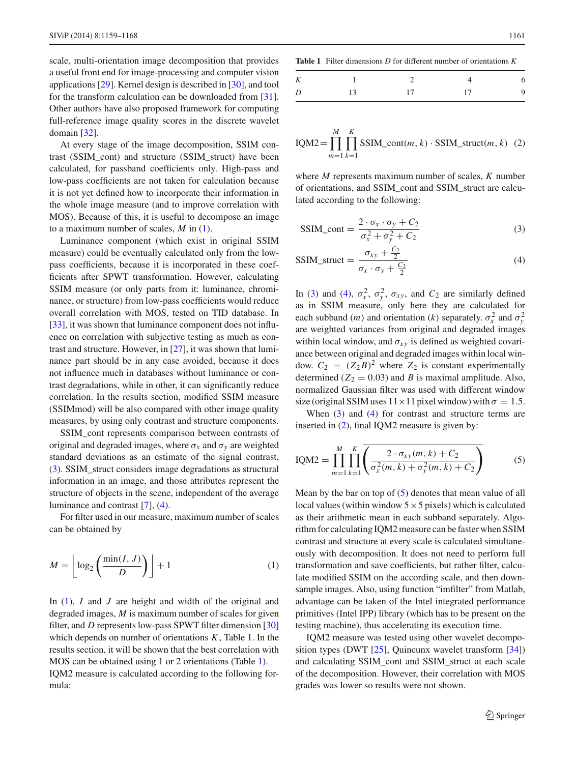scale, multi-orientation image decomposition that provides a useful front end for image-processing and computer vision applications [29]. Kernel design is described in [30], and tool for the transform calculation can be downloaded from [31]. Other authors have also proposed framework for computing full-reference image quality scores in the discrete wavelet domain [32].

At every stage of the image decomposition, SSIM contrast (SSIM_cont) and structure (SSIM_struct) have been calculated, for passband coefficients only. High-pass and low-pass coefficients are not taken for calculation because it is not yet defined how to incorporate their information in the whole image measure (and to improve correlation with MOS). Because of this, it is useful to decompose an image to a maximum number of scales, $M$ in (1).

Luminance component (which exist in original SSIM measure) could be eventually calculated only from the low-pass coefficients, because it is incorporated in these coefficients after SPWT transformation. However, calculating SSIM measure (or only parts from it: luminance, chrominance, or structure) from low-pass coefficients would reduce overall correlation with MOS, tested on TID database. In [33], it was shown that luminance component does not influence on correlation with subjective testing as much as contrast and structure. However, in [27], it was shown that luminance part should be in any case avoided, because it does not influence much in databases without luminance or contrast degradations, while in other, it can significantly reduce correlation. In the results section, modified SSIM measure (SSIMmod) will be also compared with other image quality measures, by using only contrast and structure components.

SSIM_cont represents comparison between contrasts of original and degraded images, where $\sigma_x$ and $\sigma_y$ are weighted standard deviations as an estimate of the signal contrast, (3). SSIM_struct considers image degradations as structural information in an image, and those attributes represent the structure of objects in the scene, independent of the average luminance and contrast [7], (4).

For filter used in our measure, maximum number of scales can be obtained by

$$M = \left\lfloor \log_2 \left( \frac{\min(I, J)}{D} \right) \right\rfloor + 1 \tag{1}$$

In (1), $I$ and $J$ are height and width of the original and degraded images, $M$ is maximum number of scales for given filter, and $D$ represents low-pass SPWT filter dimension [30] which depends on number of orientations $K$, Table 1. In the results section, it will be shown that the best correlation with MOS can be obtained using 1 or 2 orientations (Table 1). IQM2 measure is calculated according to the following formula:

**Table 1** Filter dimensions $D$ for different number of orientations $K$

| $K$ | 1 | 2 | 4 | 6 |
|---|---|---|---|---|
| $D$ | 13 | 17 | 17 | 9 |

$$\mathrm{IQM2} = \prod_{m=1}^{M} \prod_{k=1}^{K} \mathrm{SSIM\_cont}(m,k) \cdot \mathrm{SSIM\_struct}(m,k) \tag{2}$$

where $M$ represents maximum number of scales, $K$ number of orientations, and SSIM_cont and SSIM_struct are calculated according to the following:

$$\mathrm{SSIM\_cont} = \frac{2 \cdot \sigma_x \cdot \sigma_y + C_2}{\sigma_x^2 + \sigma_y^2 + C_2} \tag{3}$$

$$\mathrm{SSIM\_struct} = \frac{\sigma_{xy} + \frac{C_2}{2}}{\sigma_x \cdot \sigma_y + \frac{C_2}{2}} \tag{4}$$

In (3) and (4), $\sigma_x^2$, $\sigma_y^2$, $\sigma_{xy}$, and $C_2$ are similarly defined as in SSIM measure, only here they are calculated for each subband ($m$) and orientation ($k$) separately. $\sigma_x^2$ and $\sigma_y^2$ are weighted variances from original and degraded images within local window, and $\sigma_{xy}$ is defined as weighted covariance between original and degraded images within local window. $C_2 = (Z_2 B)^2$ where $Z_2$ is constant experimentally determined ($Z_2 = 0.03$) and $B$ is maximal amplitude. Also, normalized Gaussian filter was used with different window size (original SSIM uses $11 \times 11$ pixel window) with $\sigma = 1.5$.

When (3) and (4) for contrast and structure terms are inserted in (2), final IQM2 measure is given by:

$$\mathrm{IQM2} = \prod_{m=1}^{M} \prod_{k=1}^{K} \overline{\left( \frac{2 \cdot \sigma_{xy}(m,k) + C_2}{\sigma_x^2(m,k) + \sigma_y^2(m,k) + C_2} \right)} \tag{5}$$

Mean by the bar on top of (5) denotes that mean value of all local values (within window $5 \times 5$ pixels) which is calculated as their arithmetic mean in each subband separately. Algorithm for calculating IQM2 measure can be faster when SSIM contrast and structure at every scale is calculated simultaneously with decomposition. It does not need to perform full transformation and save coefficients, but rather filter, calculate modified SSIM on the according scale, and then downsample images. Also, using function "imfilter" from Matlab, advantage can be taken of the Intel integrated performance primitives (Intel IPP) library (which has to be present on the testing machine), thus accelerating its execution time.

IQM2 measure was tested using other wavelet decomposition types (DWT [25], Quincunx wavelet transform [34]) and calculating SSIM_cont and SSIM_struct at each scale of the decomposition. However, their correlation with MOS grades was lower so results were not shown.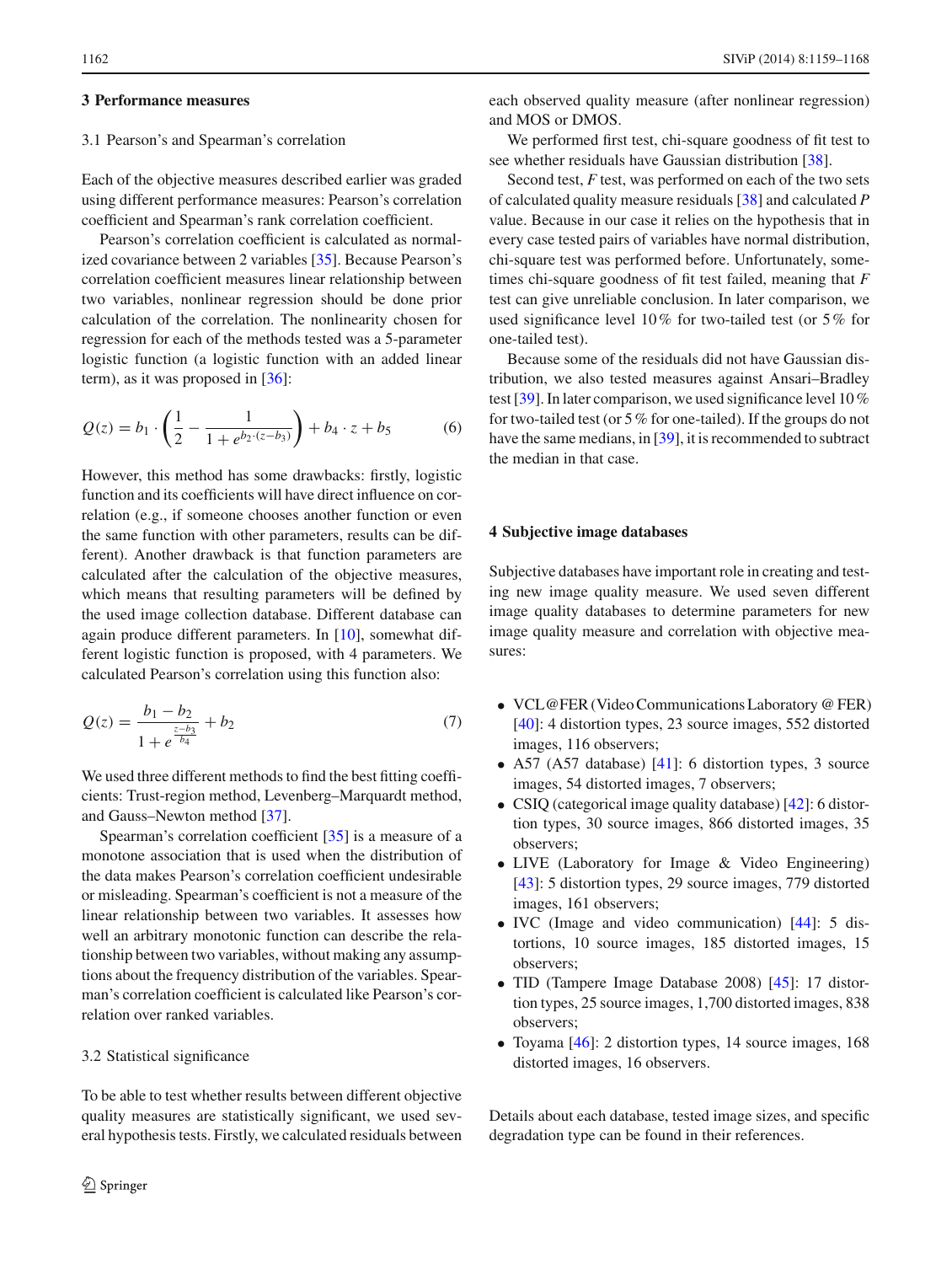## 3 Performance measures

### 3.1 Pearson's and Spearman's correlation

Each of the objective measures described earlier was graded using different performance measures: Pearson's correlation coefficient and Spearman's rank correlation coefficient.

Pearson's correlation coefficient is calculated as normalized covariance between 2 variables [35]. Because Pearson's correlation coefficient measures linear relationship between two variables, nonlinear regression should be done prior calculation of the correlation. The nonlinearity chosen for regression for each of the methods tested was a 5-parameter logistic function (a logistic function with an added linear term), as it was proposed in [36]:

$$Q(z) = b_1 \cdot \left( \frac{1}{2} - \frac{1}{1 + e^{b_2 \cdot (z - b_3)}} \right) + b_4 \cdot z + b_5 \quad (6)$$

However, this method has some drawbacks: firstly, logistic function and its coefficients will have direct influence on correlation (e.g., if someone chooses another function or even the same function with other parameters, results can be different). Another drawback is that function parameters are calculated after the calculation of the objective measures, which means that resulting parameters will be defined by the used image collection database. Different database can again produce different parameters. In [10], somewhat different logistic function is proposed, with 4 parameters. We calculated Pearson's correlation using this function also:

$$Q(z) = \frac{b_1 - b_2}{1 + e^{\frac{z - b_3}{b_4}}} + b_2 \quad (7)$$

We used three different methods to find the best fitting coefficients: Trust-region method, Levenberg–Marquardt method, and Gauss–Newton method [37].

Spearman's correlation coefficient [35] is a measure of a monotone association that is used when the distribution of the data makes Pearson's correlation coefficient undesirable or misleading. Spearman's coefficient is not a measure of the linear relationship between two variables. It assesses how well an arbitrary monotonic function can describe the relationship between two variables, without making any assumptions about the frequency distribution of the variables. Spearman's correlation coefficient is calculated like Pearson's correlation over ranked variables.

### 3.2 Statistical significance

To be able to test whether results between different objective quality measures are statistically significant, we used several hypothesis tests. Firstly, we calculated residuals between each observed quality measure (after nonlinear regression) and MOS or DMOS.

We performed first test, chi-square goodness of fit test to see whether residuals have Gaussian distribution [38].

Second test, *F* test, was performed on each of the two sets of calculated quality measure residuals [38] and calculated *P* value. Because in our case it relies on the hypothesis that in every case tested pairs of variables have normal distribution, chi-square test was performed before. Unfortunately, sometimes chi-square goodness of fit test failed, meaning that *F* test can give unreliable conclusion. In later comparison, we used significance level 10 % for two-tailed test (or 5 % for one-tailed test).

Because some of the residuals did not have Gaussian distribution, we also tested measures against Ansari–Bradley test [39]. In later comparison, we used significance level 10 % for two-tailed test (or 5 % for one-tailed). If the groups do not have the same medians, in [39], it is recommended to subtract the median in that case.

## 4 Subjective image databases

Subjective databases have important role in creating and testing new image quality measure. We used seven different image quality databases to determine parameters for new image quality measure and correlation with objective measures:

- VCL@FER (Video Communications Laboratory @ FER) [40]: 4 distortion types, 23 source images, 552 distorted images, 116 observers;
- A57 (A57 database) [41]: 6 distortion types, 3 source images, 54 distorted images, 7 observers;
- CSIQ (categorical image quality database) [42]: 6 distortion types, 30 source images, 866 distorted images, 35 observers;
- LIVE (Laboratory for Image & Video Engineering) [43]: 5 distortion types, 29 source images, 779 distorted images, 161 observers;
- IVC (Image and video communication) [44]: 5 distortions, 10 source images, 185 distorted images, 15 observers;
- TID (Tampere Image Database 2008) [45]: 17 distortion types, 25 source images, 1,700 distorted images, 838 observers;
- Toyama [46]: 2 distortion types, 14 source images, 168 distorted images, 16 observers.

Details about each database, tested image sizes, and specific degradation type can be found in their references.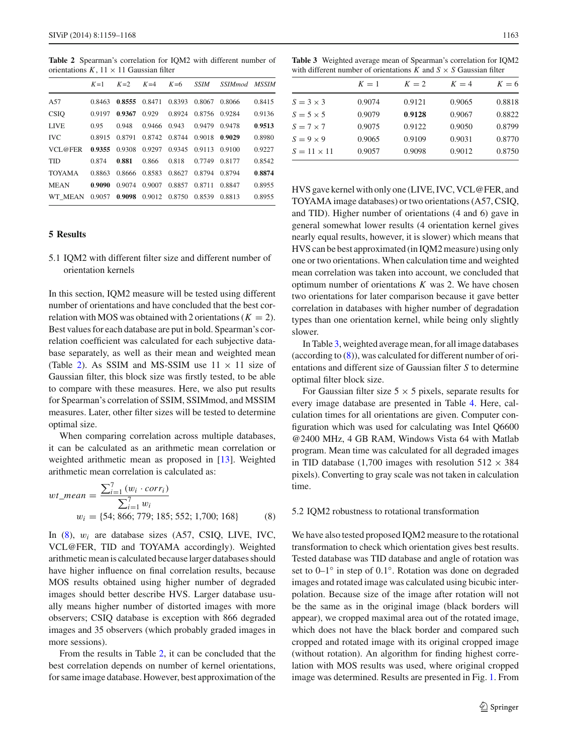**Table 2** Spearman's correlation for IQM2 with different number of orientations $K$, 11 × 11 Gaussian filter

| | $K$=1 | $K$=2 | $K$=4 | $K$=6 | *SSIM* | *SSIMmod* | *MSSIM* |
|---|---|---|---|---|---|---|---|
| A57 | 0.8463 | **0.8555** | 0.8471 | 0.8393 | 0.8067 | 0.8066 | 0.8415 |
| CSIQ | 0.9197 | **0.9367** | 0.929 | 0.8924 | 0.8756 | 0.9284 | 0.9136 |
| LIVE | 0.95 | 0.948 | 0.9466 | 0.943 | 0.9479 | 0.9478 | **0.9513** |
| IVC | 0.8915 | 0.8791 | 0.8742 | 0.8744 | 0.9018 | **0.9029** | 0.8980 |
| VCL@FER | **0.9355** | 0.9308 | 0.9297 | 0.9345 | 0.9113 | 0.9100 | 0.9227 |
| TID | 0.874 | **0.881** | 0.866 | 0.818 | 0.7749 | 0.8177 | 0.8542 |
| TOYAMA | 0.8863 | 0.8666 | 0.8583 | 0.8627 | 0.8794 | 0.8794 | **0.8874** |
| MEAN | **0.9090** | 0.9074 | 0.9007 | 0.8857 | 0.8711 | 0.8847 | 0.8955 |
| WT_MEAN | 0.9057 | **0.9098** | 0.9012 | 0.8750 | 0.8539 | 0.8813 | 0.8955 |

## 5 Results

### 5.1 IQM2 with different filter size and different number of orientation kernels

In this section, IQM2 measure will be tested using different number of orientations and have concluded that the best correlation with MOS was obtained with 2 orientations ($K = 2$). Best values for each database are put in bold. Spearman's correlation coefficient was calculated for each subjective database separately, as well as their mean and weighted mean (Table 2). As SSIM and MS-SSIM use 11 × 11 size of Gaussian filter, this block size was firstly tested, to be able to compare with these measures. Here, we also put results for Spearman's correlation of SSIM, SSIMmod, and MSSIM measures. Later, other filter sizes will be tested to determine optimal size.

When comparing correlation across multiple databases, it can be calculated as an arithmetic mean correlation or weighted arithmetic mean as proposed in [13]. Weighted arithmetic mean correlation is calculated as:

$$wt\_mean = \frac{\sum_{i=1}^{7} (w_i \cdot corr_i)}{\sum_{i=1}^{7} w_i}$$
$$w_i = \{54; 866; 779; 185; 552; 1{,}700; 168\} \qquad (8)$$

In (8), $w_i$ are database sizes (A57, CSIQ, LIVE, IVC, VCL@FER, TID and TOYAMA accordingly). Weighted arithmetic mean is calculated because larger databases should have higher influence on final correlation results, because MOS results obtained using higher number of degraded images should better describe HVS. Larger database usually means higher number of distorted images with more observers; CSIQ database is exception with 866 degraded images and 35 observers (which probably graded images in more sessions).

From the results in Table 2, it can be concluded that the best correlation depends on number of kernel orientations, for same image database. However, best approximation of the HVS gave kernel with only one (LIVE, IVC, VCL@FER, and TOYAMA image databases) or two orientations (A57, CSIQ, and TID). Higher number of orientations (4 and 6) gave in general somewhat lower results (4 orientation kernel gives nearly equal results, however, it is slower) which means that HVS can be best approximated (in IQM2 measure) using only one or two orientations. When calculation time and weighted mean correlation was taken into account, we concluded that optimum number of orientations $K$ was 2. We have chosen two orientations for later comparison because it gave better correlation in databases with higher number of degradation types than one orientation kernel, while being only slightly slower.

**Table 3** Weighted average mean of Spearman's correlation for IQM2 with different number of orientations $K$ and $S \times S$ Gaussian filter

| | $K = 1$ | $K = 2$ | $K = 4$ | $K = 6$ |
|---|---|---|---|---|
| $S = 3 \times 3$ | 0.9074 | 0.9121 | 0.9065 | 0.8818 |
| $S = 5 \times 5$ | 0.9079 | **0.9128** | 0.9067 | 0.8822 |
| $S = 7 \times 7$ | 0.9075 | 0.9122 | 0.9050 | 0.8799 |
| $S = 9 \times 9$ | 0.9065 | 0.9109 | 0.9031 | 0.8770 |
| $S = 11 \times 11$ | 0.9057 | 0.9098 | 0.9012 | 0.8750 |

In Table 3, weighted average mean, for all image databases (according to (8)), was calculated for different number of orientations and different size of Gaussian filter $S$ to determine optimal filter block size.

For Gaussian filter size 5 × 5 pixels, separate results for every image database are presented in Table 4. Here, calculation times for all orientations are given. Computer configuration which was used for calculating was Intel Q6600 @2400 MHz, 4 GB RAM, Windows Vista 64 with Matlab program. Mean time was calculated for all degraded images in TID database (1,700 images with resolution 512 × 384 pixels). Converting to gray scale was not taken in calculation time.

### 5.2 IQM2 robustness to rotational transformation

We have also tested proposed IQM2 measure to the rotational transformation to check which orientation gives best results. Tested database was TID database and angle of rotation was set to 0–1° in step of 0.1°. Rotation was done on degraded images and rotated image was calculated using bicubic interpolation. Because size of the image after rotation will not be the same as in the original image (black borders will appear), we cropped maximal area out of the rotated image, which does not have the black border and compared such cropped and rotated image with its original cropped image (without rotation). An algorithm for finding highest correlation with MOS results was used, where original cropped image was determined. Results are presented in Fig. 1. From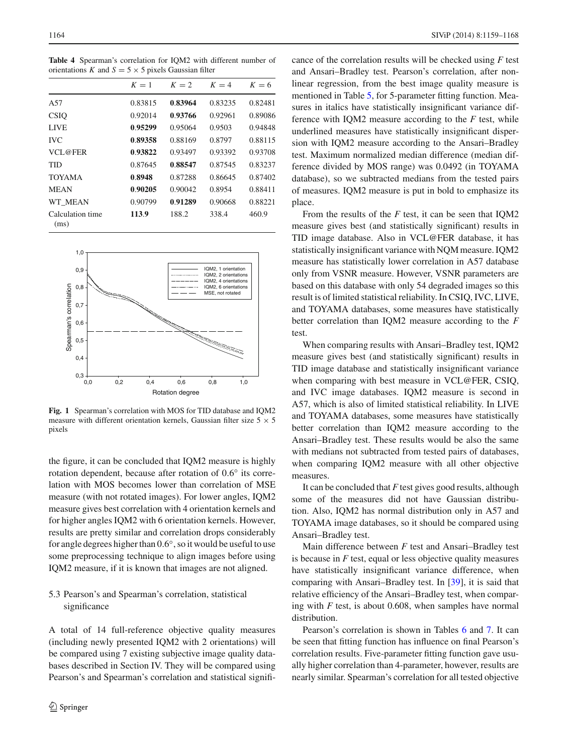**Table 4** Spearman's correlation for IQM2 with different number of orientations $K$ and $S = 5 \times 5$ pixels Gaussian filter

| | $K = 1$ | $K = 2$ | $K = 4$ | $K = 6$ |
|---|---|---|---|---|
| A57 | 0.83815 | **0.83964** | 0.83235 | 0.82481 |
| CSIQ | 0.92014 | **0.93766** | 0.92961 | 0.89086 |
| LIVE | **0.95299** | 0.95064 | 0.9503 | 0.94848 |
| IVC | **0.89358** | 0.88169 | 0.8797 | 0.88115 |
| VCL@FER | **0.93822** | 0.93497 | 0.93392 | 0.93708 |
| TID | 0.87645 | **0.88547** | 0.87545 | 0.83237 |
| TOYAMA | **0.8948** | 0.87288 | 0.86645 | 0.87402 |
| MEAN | **0.90205** | 0.90042 | 0.8954 | 0.88411 |
| WT_MEAN | 0.90799 | **0.91289** | 0.90668 | 0.88221 |
| Calculation time (ms) | **113.9** | 188.2 | 338.4 | 460.9 |

**Fig. 1** Spearman's correlation with MOS for TID database and IQM2 measure with different orientation kernels, Gaussian filter size 5 × 5 pixels

the figure, it can be concluded that IQM2 measure is highly rotation dependent, because after rotation of 0.6° its correlation with MOS becomes lower than correlation of MSE measure (with not rotated images). For lower angles, IQM2 measure gives best correlation with 4 orientation kernels and for higher angles IQM2 with 6 orientation kernels. However, results are pretty similar and correlation drops considerably for angle degrees higher than 0.6°, so it would be useful to use some preprocessing technique to align images before using IQM2 measure, if it is known that images are not aligned.

### 5.3 Pearson's and Spearman's correlation, statistical significance

A total of 14 full-reference objective quality measures (including newly presented IQM2 with 2 orientations) will be compared using 7 existing subjective image quality databases described in Section IV. They will be compared using Pearson's and Spearman's correlation and statistical significance of the correlation results will be checked using $F$ test and Ansari–Bradley test. Pearson's correlation, after nonlinear regression, from the best image quality measure is mentioned in Table 5, for 5-parameter fitting function. Measures in italics have statistically insignificant variance difference with IQM2 measure according to the $F$ test, while underlined measures have statistically insignificant dispersion with IQM2 measure according to the Ansari–Bradley test. Maximum normalized median difference (median difference divided by MOS range) was 0.0492 (in TOYAMA database), so we subtracted medians from the tested pairs of measures. IQM2 measure is put in bold to emphasize its place.

From the results of the $F$ test, it can be seen that IQM2 measure gives best (and statistically significant) results in TID image database. Also in VCL@FER database, it has statistically insignificant variance with NQM measure. IQM2 measure has statistically lower correlation in A57 database only from VSNR measure. However, VSNR parameters are based on this database with only 54 degraded images so this result is of limited statistical reliability. In CSIQ, IVC, LIVE, and TOYAMA databases, some measures have statistically better correlation than IQM2 measure according to the $F$ test.

When comparing results with Ansari–Bradley test, IQM2 measure gives best (and statistically significant) results in TID image database and statistically insignificant variance when comparing with best measure in VCL@FER, CSIQ, and IVC image databases. IQM2 measure is second in A57, which is also of limited statistical reliability. In LIVE and TOYAMA databases, some measures have statistically better correlation than IQM2 measure according to the Ansari–Bradley test. These results would be also the same with medians not subtracted from tested pairs of databases, when comparing IQM2 measure with all other objective measures.

It can be concluded that $F$ test gives good results, although some of the measures did not have Gaussian distribution. Also, IQM2 has normal distribution only in A57 and TOYAMA image databases, so it should be compared using Ansari–Bradley test.

Main difference between $F$ test and Ansari–Bradley test is because in $F$ test, equal or less objective quality measures have statistically insignificant variance difference, when comparing with Ansari–Bradley test. In [39], it is said that relative efficiency of the Ansari–Bradley test, when comparing with $F$ test, is about 0.608, when samples have normal distribution.

Pearson's correlation is shown in Tables 6 and 7. It can be seen that fitting function has influence on final Pearson's correlation results. Five-parameter fitting function gave usually higher correlation than 4-parameter, however, results are nearly similar. Spearman's correlation for all tested objective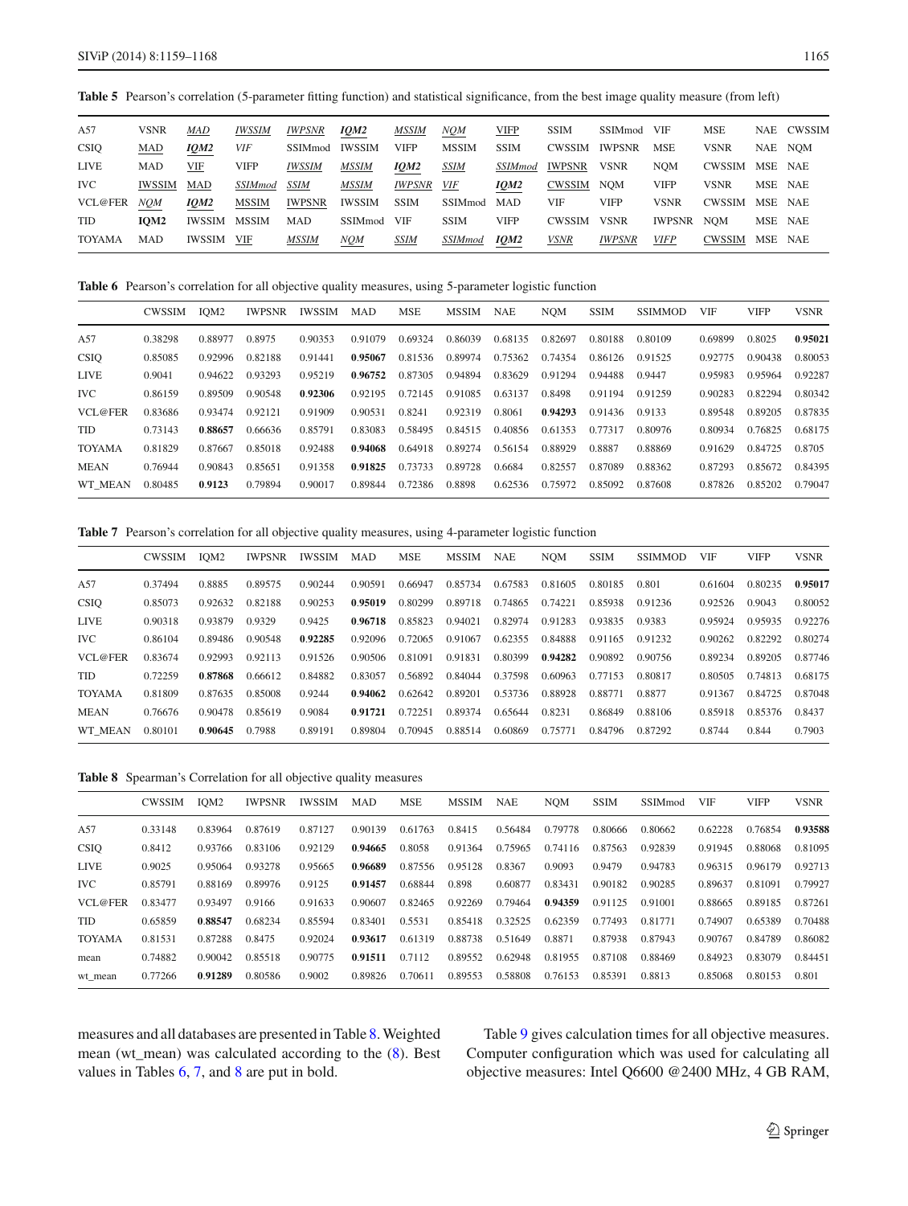**Table 5** Pearson's correlation (5-parameter fitting function) and statistical significance, from the best image quality measure (from left)

| | | | | | | | | | | | | | | |
|---|---|---|---|---|---|---|---|---|---|---|---|---|---|---|
| A57 | VSNR | ***MAD*** | ***IWSSIM*** | ***IWPSNR*** | ***IQM2*** | ***MSSIM*** | ***NQM*** | VIFP | SSIM | SSIMmod | VIF | MSE | NAE | CWSSIM |
| CSIQ | MAD | ***IQM2*** | *VIF* | SSIMmod | IWSSIM | VIFP | MSSIM | SSIM | CWSSIM | IWPSNR | MSE | VSNR | NAE | NQM |
| LIVE | MAD | VIF | VIFP | ***IWSSIM*** | ***MSSIM*** | ***IQM2*** | ***SSIM*** | ***SSIMmod*** | IWPSNR | VSNR | NQM | CWSSIM | MSE | NAE |
| IVC | IWSSIM | MAD | ***SSIMmod*** | ***SSIM*** | ***MSSIM*** | ***IWPSNR*** | ***VIF*** | ***IQM2*** | CWSSIM | NQM | VIFP | VSNR | MSE | NAE |
| VCL@FER | ***NQM*** | ***IQM2*** | MSSIM | IWPSNR | IWSSIM | SSIM | SSIMmod | MAD | VIF | VIFP | VSNR | CWSSIM | MSE | NAE |
| TID | **IQM2** | IWSSIM | MSSIM | MAD | SSIMmod | VIF | SSIM | VIFP | CWSSIM | VSNR | IWPSNR | NQM | MSE | NAE |
| TOYAMA | MAD | IWSSIM | VIF | ***MSSIM*** | ***NQM*** | ***SSIM*** | ***SSIMmod*** | ***IQM2*** | ***VSNR*** | ***IWPSNR*** | ***VIFP*** | CWSSIM | MSE | NAE |

**Table 6** Pearson's correlation for all objective quality measures, using 5-parameter logistic function

| | CWSSIM | IQM2 | IWPSNR | IWSSIM | MAD | MSE | MSSIM | NAE | NQM | SSIM | SSIMMOD | VIF | VIFP | VSNR |
|---|---|---|---|---|---|---|---|---|---|---|---|---|---|---|
| A57 | 0.38298 | 0.88977 | 0.8975 | 0.90353 | 0.91079 | 0.69324 | 0.86039 | 0.68135 | 0.82697 | 0.80188 | 0.80109 | 0.69899 | 0.8025 | **0.95021** |
| CSIQ | 0.85085 | 0.92996 | 0.82188 | 0.91441 | **0.95067** | 0.81536 | 0.89974 | 0.75362 | 0.74354 | 0.86126 | 0.91525 | 0.92775 | 0.90438 | 0.80053 |
| LIVE | 0.9041 | 0.94622 | 0.93293 | 0.95219 | **0.96752** | 0.87305 | 0.94894 | 0.83629 | 0.91294 | 0.94488 | 0.9447 | 0.95983 | 0.95964 | 0.92287 |
| IVC | 0.86159 | 0.89509 | 0.90548 | **0.92306** | 0.92195 | 0.72145 | 0.91085 | 0.63137 | 0.8498 | 0.91194 | 0.91259 | 0.90283 | 0.82294 | 0.80342 |
| VCL@FER | 0.83686 | 0.93474 | 0.92121 | 0.91909 | 0.90531 | 0.8241 | 0.92319 | 0.8061 | **0.94293** | 0.91436 | 0.9133 | 0.89548 | 0.89205 | 0.87835 |
| TID | 0.73143 | **0.88657** | 0.66636 | 0.85791 | 0.83083 | 0.58495 | 0.84515 | 0.40856 | 0.61353 | 0.77317 | 0.80976 | 0.80934 | 0.76825 | 0.68175 |
| TOYAMA | 0.81829 | 0.87667 | 0.85018 | 0.92488 | **0.94068** | 0.64918 | 0.89274 | 0.56154 | 0.88929 | 0.8887 | 0.88869 | 0.91629 | 0.84725 | 0.8705 |
| MEAN | 0.76944 | 0.90843 | 0.85651 | 0.91358 | **0.91825** | 0.73733 | 0.89728 | 0.6684 | 0.82557 | 0.87089 | 0.88362 | 0.87293 | 0.85672 | 0.84395 |
| WT_MEAN | 0.80485 | **0.9123** | 0.79894 | 0.90017 | 0.89844 | 0.72386 | 0.8898 | 0.62536 | 0.75972 | 0.85092 | 0.87608 | 0.87826 | 0.85202 | 0.79047 |

**Table 7** Pearson's correlation for all objective quality measures, using 4-parameter logistic function

| | CWSSIM | IQM2 | IWPSNR | IWSSIM | MAD | MSE | MSSIM | NAE | NQM | SSIM | SSIMMOD | VIF | VIFP | VSNR |
|---|---|---|---|---|---|---|---|---|---|---|---|---|---|---|
| A57 | 0.37494 | 0.8885 | 0.89575 | 0.90244 | 0.90591 | 0.66947 | 0.85734 | 0.67583 | 0.81605 | 0.80185 | 0.801 | 0.61604 | 0.80235 | **0.95017** |
| CSIQ | 0.85073 | 0.92632 | 0.82188 | 0.90253 | **0.95019** | 0.80299 | 0.89718 | 0.74865 | 0.74221 | 0.85938 | 0.91236 | 0.92526 | 0.9043 | 0.80052 |
| LIVE | 0.90318 | 0.93879 | 0.9329 | 0.9425 | **0.96718** | 0.85823 | 0.94021 | 0.82974 | 0.91283 | 0.93835 | 0.9383 | 0.95924 | 0.95935 | 0.92276 |
| IVC | 0.86104 | 0.89486 | 0.90548 | **0.92285** | 0.92096 | 0.72065 | 0.91067 | 0.62355 | 0.84888 | 0.91165 | 0.91232 | 0.90262 | 0.82292 | 0.80274 |
| VCL@FER | 0.83674 | 0.92993 | 0.92113 | 0.91526 | 0.90506 | 0.81091 | 0.91831 | 0.80399 | **0.94282** | 0.90892 | 0.90756 | 0.89234 | 0.89205 | 0.87746 |
| TID | 0.72259 | **0.87868** | 0.66612 | 0.84882 | 0.83057 | 0.56892 | 0.84044 | 0.37598 | 0.60963 | 0.77153 | 0.80817 | 0.80505 | 0.74813 | 0.68175 |
| TOYAMA | 0.81809 | 0.87635 | 0.85008 | 0.9244 | **0.94062** | 0.62642 | 0.89201 | 0.53736 | 0.88928 | 0.88771 | 0.8877 | 0.91367 | 0.84725 | 0.87048 |
| MEAN | 0.76676 | 0.90478 | 0.85619 | 0.9084 | **0.91721** | 0.72251 | 0.89374 | 0.65644 | 0.8231 | 0.86849 | 0.88106 | 0.85918 | 0.85376 | 0.8437 |
| WT_MEAN | 0.80101 | **0.90645** | 0.7988 | 0.89191 | 0.89804 | 0.70945 | 0.88514 | 0.60869 | 0.75771 | 0.84796 | 0.87292 | 0.8744 | 0.844 | 0.7903 |

**Table 8** Spearman's Correlation for all objective quality measures

| | CWSSIM | IQM2 | IWPSNR | IWSSIM | MAD | MSE | MSSIM | NAE | NQM | SSIM | SSIMmod | VIF | VIFP | VSNR |
|---|---|---|---|---|---|---|---|---|---|---|---|---|---|---|
| A57 | 0.33148 | 0.83964 | 0.87619 | 0.87127 | 0.90139 | 0.61763 | 0.8415 | 0.56484 | 0.79778 | 0.80666 | 0.80662 | 0.62228 | 0.76854 | **0.93588** |
| CSIQ | 0.8412 | 0.93766 | 0.83106 | 0.92129 | **0.94665** | 0.8058 | 0.91364 | 0.75965 | 0.74116 | 0.87563 | 0.92839 | 0.91945 | 0.88068 | 0.81095 |
| LIVE | 0.9025 | 0.95064 | 0.93278 | 0.95665 | **0.96689** | 0.87556 | 0.95128 | 0.8367 | 0.9093 | 0.9479 | 0.94783 | 0.96315 | 0.96179 | 0.92713 |
| IVC | 0.85791 | 0.88169 | 0.89976 | 0.9125 | **0.91457** | 0.68844 | 0.898 | 0.60877 | 0.83431 | 0.90182 | 0.90285 | 0.89637 | 0.81091 | 0.79927 |
| VCL@FER | 0.83477 | 0.93497 | 0.9166 | 0.91633 | 0.90607 | 0.82465 | 0.92269 | 0.79464 | **0.94359** | 0.91125 | 0.91001 | 0.88665 | 0.89185 | 0.87261 |
| TID | 0.65859 | **0.88547** | 0.68234 | 0.85594 | 0.83401 | 0.5531 | 0.85418 | 0.32525 | 0.62359 | 0.77493 | 0.81771 | 0.74907 | 0.65389 | 0.70488 |
| TOYAMA | 0.81531 | 0.87288 | 0.8475 | 0.92024 | **0.93617** | 0.61319 | 0.88738 | 0.51649 | 0.8871 | 0.87938 | 0.87943 | 0.90767 | 0.84789 | 0.86082 |
| mean | 0.74882 | 0.90042 | 0.85518 | 0.90775 | **0.91511** | 0.7112 | 0.89552 | 0.62948 | 0.81955 | 0.87108 | 0.88469 | 0.84923 | 0.83079 | 0.84451 |
| wt_mean | 0.77266 | **0.91289** | 0.80586 | 0.9002 | 0.89826 | 0.70611 | 0.89553 | 0.58808 | 0.76153 | 0.85391 | 0.8813 | 0.85068 | 0.80153 | 0.801 |

measures and all databases are presented in Table 8. Weighted mean (wt_mean) was calculated according to the (8). Best values in Tables 6, 7, and 8 are put in bold.

Table 9 gives calculation times for all objective measures. Computer configuration which was used for calculating all objective measures: Intel Q6600 @2400 MHz, 4 GB RAM,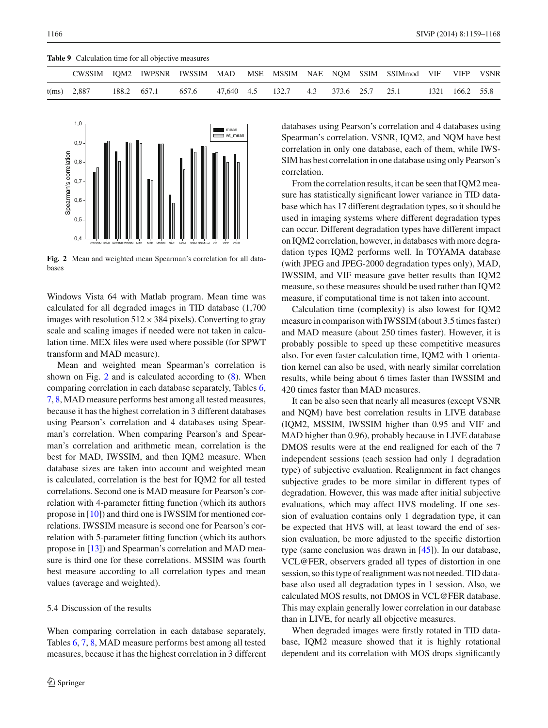**Table 9** Calculation time for all objective measures

| | CWSSIM | IQM2 | IWPSNR | IWSSIM | MAD | MSE | MSSIM | NAE | NQM | SSIM | SSIMmod | VIF | VIFP | VSNR |
|---|---|---|---|---|---|---|---|---|---|---|---|---|---|---|
| t(ms) | 2,887 | 188.2 | 657.1 | 657.6 | 47,640 | 4.5 | 132.7 | 4.3 | 373.6 | 25.7 | 25.1 | 1321 | 166.2 | 55.8 |

**Fig. 2** Mean and weighted mean Spearman's correlation for all databases

Windows Vista 64 with Matlab program. Mean time was calculated for all degraded images in TID database (1,700 images with resolution $512 \times 384$ pixels). Converting to gray scale and scaling images if needed were not taken in calculation time. MEX files were used where possible (for SPWT transform and MAD measure).

Mean and weighted mean Spearman's correlation is shown on Fig. 2 and is calculated according to (8). When comparing correlation in each database separately, Tables 6, 7, 8, MAD measure performs best among all tested measures, because it has the highest correlation in 3 different databases using Pearson's correlation and 4 databases using Spearman's correlation. When comparing Pearson's and Spearman's correlation and arithmetic mean, correlation is the best for MAD, IWSSIM, and then IQM2 measure. When database sizes are taken into account and weighted mean is calculated, correlation is the best for IQM2 for all tested correlations. Second one is MAD measure for Pearson's correlation with 4-parameter fitting function (which its authors propose in [10]) and third one is IWSSIM for mentioned correlations. IWSSIM measure is second one for Pearson's correlation with 5-parameter fitting function (which its authors propose in [13]) and Spearman's correlation and MAD measure is third one for these correlations. MSSIM was fourth best measure according to all correlation types and mean values (average and weighted).

### 5.4 Discussion of the results

When comparing correlation in each database separately, Tables 6, 7, 8, MAD measure performs best among all tested measures, because it has the highest correlation in 3 different databases using Pearson's correlation and 4 databases using Spearman's correlation. VSNR, IQM2, and NQM have best correlation in only one database, each of them, while IWSSIM has best correlation in one database using only Pearson's correlation.

From the correlation results, it can be seen that IQM2 measure has statistically significant lower variance in TID database which has 17 different degradation types, so it should be used in imaging systems where different degradation types can occur. Different degradation types have different impact on IQM2 correlation, however, in databases with more degradation types IQM2 performs well. In TOYAMA database (with JPEG and JPEG-2000 degradation types only), MAD, IWSSIM, and VIF measure gave better results than IQM2 measure, so these measures should be used rather than IQM2 measure, if computational time is not taken into account.

Calculation time (complexity) is also lowest for IQM2 measure in comparison with IWSSIM (about 3.5 times faster) and MAD measure (about 250 times faster). However, it is probably possible to speed up these competitive measures also. For even faster calculation time, IQM2 with 1 orientation kernel can also be used, with nearly similar correlation results, while being about 6 times faster than IWSSIM and 420 times faster than MAD measures.

It can be also seen that nearly all measures (except VSNR and NQM) have best correlation results in LIVE database (IQM2, MSSIM, IWSSIM higher than 0.95 and VIF and MAD higher than 0.96), probably because in LIVE database DMOS results were at the end realigned for each of the 7 independent sessions (each session had only 1 degradation type) of subjective evaluation. Realignment in fact changes subjective grades to be more similar in different types of degradation. However, this was made after initial subjective evaluations, which may affect HVS modeling. If one session of evaluation contains only 1 degradation type, it can be expected that HVS will, at least toward the end of session evaluation, be more adjusted to the specific distortion type (same conclusion was drawn in [45]). In our database, VCL@FER, observers graded all types of distortion in one session, so this type of realignment was not needed. TID database also used all degradation types in 1 session. Also, we calculated MOS results, not DMOS in VCL@FER database. This may explain generally lower correlation in our database than in LIVE, for nearly all objective measures.

When degraded images were firstly rotated in TID database, IQM2 measure showed that it is highly rotational dependent and its correlation with MOS drops significantly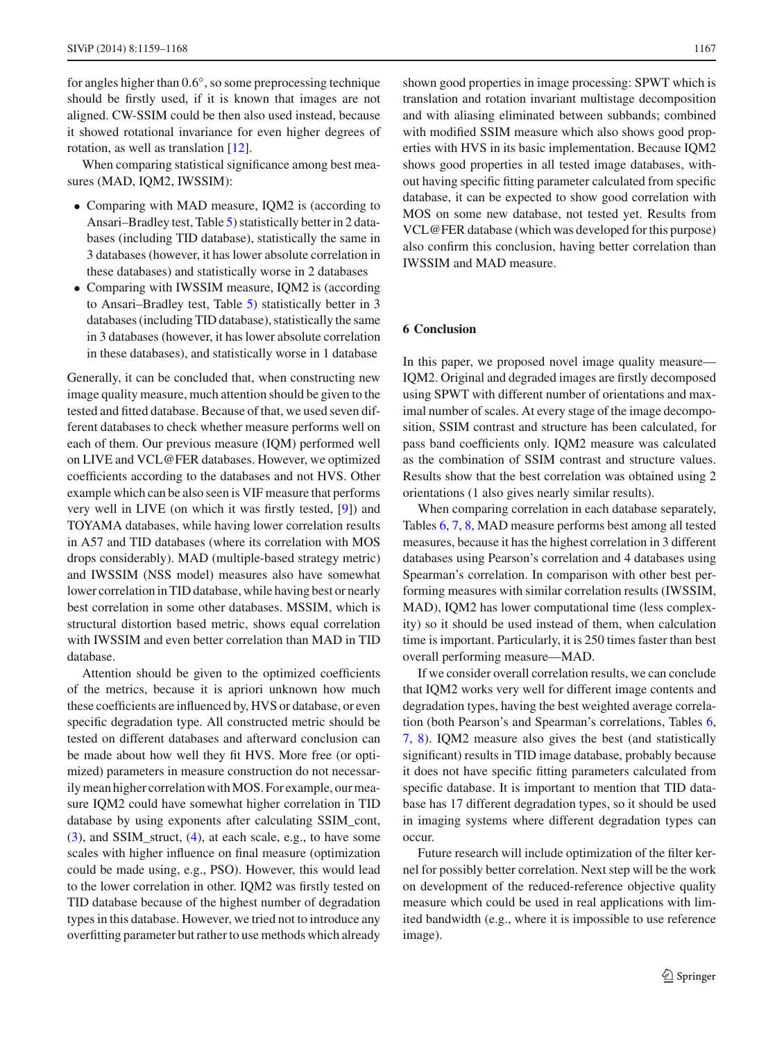for angles higher than 0.6°, so some preprocessing technique should be firstly used, if it is known that images are not aligned. CW-SSIM could be then also used instead, because it showed rotational invariance for even higher degrees of rotation, as well as translation [12].

When comparing statistical significance among best measures (MAD, IQM2, IWSSIM):

- Comparing with MAD measure, IQM2 is (according to Ansari–Bradley test, Table 5) statistically better in 2 databases (including TID database), statistically the same in 3 databases (however, it has lower absolute correlation in these databases) and statistically worse in 2 databases
- Comparing with IWSSIM measure, IQM2 is (according to Ansari–Bradley test, Table 5) statistically better in 3 databases (including TID database), statistically the same in 3 databases (however, it has lower absolute correlation in these databases), and statistically worse in 1 database

Generally, it can be concluded that, when constructing new image quality measure, much attention should be given to the tested and fitted database. Because of that, we used seven different databases to check whether measure performs well on each of them. Our previous measure (IQM) performed well on LIVE and VCL@FER databases. However, we optimized coefficients according to the databases and not HVS. Other example which can be also seen is VIF measure that performs very well in LIVE (on which it was firstly tested, [9]) and TOYAMA databases, while having lower correlation results in A57 and TID databases (where its correlation with MOS drops considerably). MAD (multiple-based strategy metric) and IWSSIM (NSS model) measures also have somewhat lower correlation in TID database, while having best or nearly best correlation in some other databases. MSSIM, which is structural distortion based metric, shows equal correlation with IWSSIM and even better correlation than MAD in TID database.

Attention should be given to the optimized coefficients of the metrics, because it is apriori unknown how much these coefficients are influenced by, HVS or database, or even specific degradation type. All constructed metric should be tested on different databases and afterward conclusion can be made about how well they fit HVS. More free (or optimized) parameters in measure construction do not necessarily mean higher correlation with MOS. For example, our measure IQM2 could have somewhat higher correlation in TID database by using exponents after calculating SSIM_cont, (3), and SSIM_struct, (4), at each scale, e.g., to have some scales with higher influence on final measure (optimization could be made using, e.g., PSO). However, this would lead to the lower correlation in other. IQM2 was firstly tested on TID database because of the highest number of degradation types in this database. However, we tried not to introduce any overfitting parameter but rather to use methods which already shown good properties in image processing: SPWT which is translation and rotation invariant multistage decomposition and with aliasing eliminated between subbands; combined with modified SSIM measure which also shows good properties with HVS in its basic implementation. Because IQM2 shows good properties in all tested image databases, without having specific fitting parameter calculated from specific database, it can be expected to show good correlation with MOS on some new database, not tested yet. Results from VCL@FER database (which was developed for this purpose) also confirm this conclusion, having better correlation than IWSSIM and MAD measure.

## 6 Conclusion

In this paper, we proposed novel image quality measure—IQM2. Original and degraded images are firstly decomposed using SPWT with different number of orientations and maximal number of scales. At every stage of the image decomposition, SSIM contrast and structure has been calculated, for pass band coefficients only. IQM2 measure was calculated as the combination of SSIM contrast and structure values. Results show that the best correlation was obtained using 2 orientations (1 also gives nearly similar results).

When comparing correlation in each database separately, Tables 6, 7, 8, MAD measure performs best among all tested measures, because it has the highest correlation in 3 different databases using Pearson's correlation and 4 databases using Spearman's correlation. In comparison with other best performing measures with similar correlation results (IWSSIM, MAD), IQM2 has lower computational time (less complexity) so it should be used instead of them, when calculation time is important. Particularly, it is 250 times faster than best overall performing measure—MAD.

If we consider overall correlation results, we can conclude that IQM2 works very well for different image contents and degradation types, having the best weighted average correlation (both Pearson's and Spearman's correlations, Tables 6, 7, 8). IQM2 measure also gives the best (and statistically significant) results in TID image database, probably because it does not have specific fitting parameters calculated from specific database. It is important to mention that TID database has 17 different degradation types, so it should be used in imaging systems where different degradation types can occur.

Future research will include optimization of the filter kernel for possibly better correlation. Next step will be the work on development of the reduced-reference objective quality measure which could be used in real applications with limited bandwidth (e.g., where it is impossible to use reference image).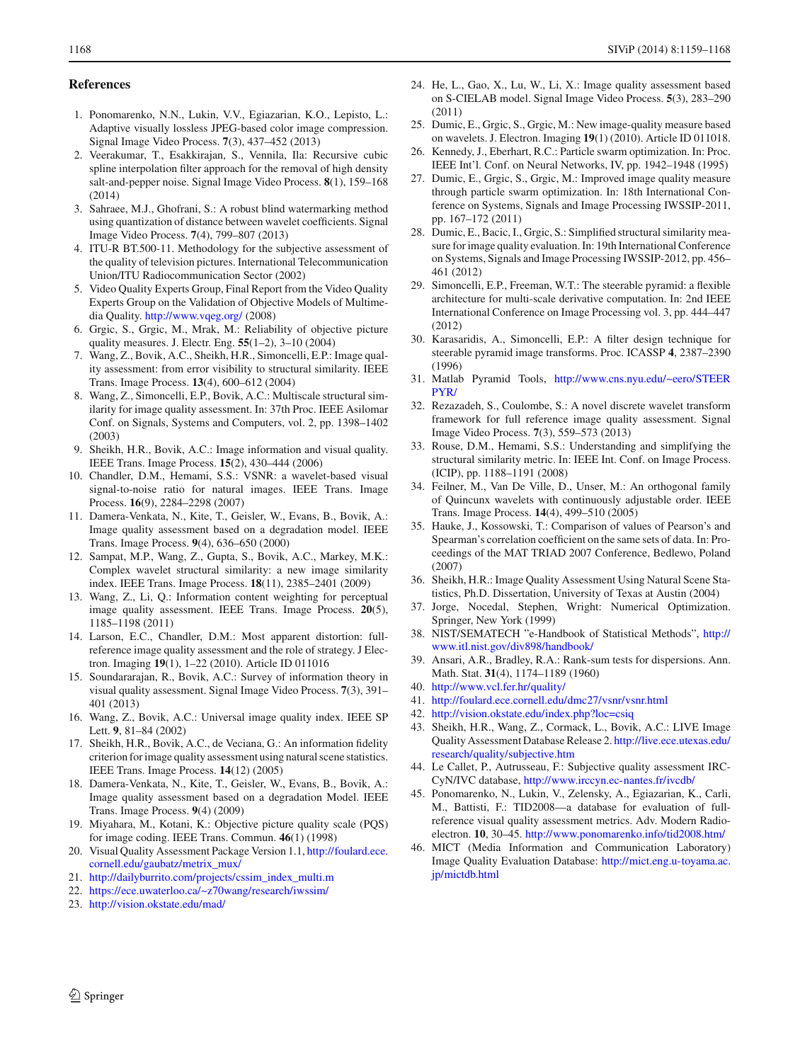## References

1. Ponomarenko, N.N., Lukin, V.V., Egiazarian, K.O., Lepisto, L.: Adaptive visually lossless JPEG-based color image compression. Signal Image Video Process. **7**(3), 437–452 (2013)
2. Veerakumar, T., Esakkirajan, S., Vennila, Ila: Recursive cubic spline interpolation filter approach for the removal of high density salt-and-pepper noise. Signal Image Video Process. **8**(1), 159–168 (2014)
3. Sahraee, M.J., Ghofrani, S.: A robust blind watermarking method using quantization of distance between wavelet coefficients. Signal Image Video Process. **7**(4), 799–807 (2013)
4. ITU-R BT.500-11. Methodology for the subjective assessment of the quality of television pictures. International Telecommunication Union/ITU Radiocommunication Sector (2002)
5. Video Quality Experts Group, Final Report from the Video Quality Experts Group on the Validation of Objective Models of Multimedia Quality. http://www.vqeg.org/ (2008)
6. Grgic, S., Grgic, M., Mrak, M.: Reliability of objective picture quality measures. J. Electr. Eng. **55**(1–2), 3–10 (2004)
7. Wang, Z., Bovik, A.C., Sheikh, H.R., Simoncelli, E.P.: Image quality assessment: from error visibility to structural similarity. IEEE Trans. Image Process. **13**(4), 600–612 (2004)
8. Wang, Z., Simoncelli, E.P., Bovik, A.C.: Multiscale structural similarity for image quality assessment. In: 37th Proc. IEEE Asilomar Conf. on Signals, Systems and Computers, vol. 2, pp. 1398–1402 (2003)
9. Sheikh, H.R., Bovik, A.C.: Image information and visual quality. IEEE Trans. Image Process. **15**(2), 430–444 (2006)
10. Chandler, D.M., Hemami, S.S.: VSNR: a wavelet-based visual signal-to-noise ratio for natural images. IEEE Trans. Image Process. **16**(9), 2284–2298 (2007)
11. Damera-Venkata, N., Kite, T., Geisler, W., Evans, B., Bovik, A.: Image quality assessment based on a degradation model. IEEE Trans. Image Process. **9**(4), 636–650 (2000)
12. Sampat, M.P., Wang, Z., Gupta, S., Bovik, A.C., Markey, M.K.: Complex wavelet structural similarity: a new image similarity index. IEEE Trans. Image Process. **18**(11), 2385–2401 (2009)
13. Wang, Z., Li, Q.: Information content weighting for perceptual image quality assessment. IEEE Trans. Image Process. **20**(5), 1185–1198 (2011)
14. Larson, E.C., Chandler, D.M.: Most apparent distortion: full-reference image quality assessment and the role of strategy. J Electron. Imaging **19**(1), 1–22 (2010). Article ID 011016
15. Soundararajan, R., Bovik, A.C.: Survey of information theory in visual quality assessment. Signal Image Video Process. **7**(3), 391–401 (2013)
16. Wang, Z., Bovik, A.C.: Universal image quality index. IEEE SP Lett. **9**, 81–84 (2002)
17. Sheikh, H.R., Bovik, A.C., de Veciana, G.: An information fidelity criterion for image quality assessment using natural scene statistics. IEEE Trans. Image Process. **14**(12) (2005)
18. Damera-Venkata, N., Kite, T., Geisler, W., Evans, B., Bovik, A.: Image quality assessment based on a degradation Model. IEEE Trans. Image Process. **9**(4) (2009)
19. Miyahara, M., Kotani, K.: Objective picture quality scale (PQS) for image coding. IEEE Trans. Commun. **46**(1) (1998)
20. Visual Quality Assessment Package Version 1.1, http://foulard.ece.cornell.edu/gaubatz/metrix_mux/
21. http://dailyburrito.com/projects/cssim_index_multi.m
22. https://ece.uwaterloo.ca/~z70wang/research/iwssim/
23. http://vision.okstate.edu/mad/
24. He, L., Gao, X., Lu, W., Li, X.: Image quality assessment based on S-CIELAB model. Signal Image Video Process. **5**(3), 283–290 (2011)
25. Dumic, E., Grgic, S., Grgic, M.: New image-quality measure based on wavelets. J. Electron. Imaging **19**(1) (2010). Article ID 011018.
26. Kennedy, J., Eberhart, R.C.: Particle swarm optimization. In: Proc. IEEE Int'l. Conf. on Neural Networks, IV, pp. 1942–1948 (1995)
27. Dumic, E., Grgic, S., Grgic, M.: Improved image quality measure through particle swarm optimization. In: 18th International Conference on Systems, Signals and Image Processing IWSSIP-2011, pp. 167–172 (2011)
28. Dumic, E., Bacic, I., Grgic, S.: Simplified structural similarity measure for image quality evaluation. In: 19th International Conference on Systems, Signals and Image Processing IWSSIP-2012, pp. 456–461 (2012)
29. Simoncelli, E.P., Freeman, W.T.: The steerable pyramid: a flexible architecture for multi-scale derivative computation. In: 2nd IEEE International Conference on Image Processing vol. 3, pp. 444–447 (2012)
30. Karasaridis, A., Simoncelli, E.P.: A filter design technique for steerable pyramid image transforms. Proc. ICASSP **4**, 2387–2390 (1996)
31. Matlab Pyramid Tools, http://www.cns.nyu.edu/~eero/STEERPYR/
32. Rezazadeh, S., Coulombe, S.: A novel discrete wavelet transform framework for full reference image quality assessment. Signal Image Video Process. **7**(3), 559–573 (2013)
33. Rouse, D.M., Hemami, S.S.: Understanding and simplifying the structural similarity metric. In: IEEE Int. Conf. on Image Process. (ICIP), pp. 1188–1191 (2008)
34. Feilner, M., Van De Ville, D., Unser, M.: An orthogonal family of Quincunx wavelets with continuously adjustable order. IEEE Trans. Image Process. **14**(4), 499–510 (2005)
35. Hauke, J., Kossowski, T.: Comparison of values of Pearson's and Spearman's correlation coefficient on the same sets of data. In: Proceedings of the MAT TRIAD 2007 Conference, Bedlewo, Poland (2007)
36. Sheikh, H.R.: Image Quality Assessment Using Natural Scene Statistics, Ph.D. Dissertation, University of Texas at Austin (2004)
37. Jorge, Nocedal, Stephen, Wright: Numerical Optimization. Springer, New York (1999)
38. NIST/SEMATECH "e-Handbook of Statistical Methods", http://www.itl.nist.gov/div898/handbook/
39. Ansari, A.R., Bradley, R.A.: Rank-sum tests for dispersions. Ann. Math. Stat. **31**(4), 1174–1189 (1960)
40. http://www.vcl.fer.hr/quality/
41. http://foulard.ece.cornell.edu/dmc27/vsnr/vsnr.html
42. http://vision.okstate.edu/index.php?loc=csiq
43. Sheikh, H.R., Wang, Z., Cormack, L., Bovik, A.C.: LIVE Image Quality Assessment Database Release 2. http://live.ece.utexas.edu/research/quality/subjective.htm
44. Le Callet, P., Autrusseau, F.: Subjective quality assessment IRCCyN/IVC database, http://www.irccyn.ec-nantes.fr/ivcdb/
45. Ponomarenko, N., Lukin, V., Zelensky, A., Egiazarian, K., Carli, M., Battisti, F.: TID2008—a database for evaluation of full-reference visual quality assessment metrics. Adv. Modern Radioelectron. **10**, 30–45. http://www.ponomarenko.info/tid2008.htm/
46. MICT (Media Information and Communication Laboratory) Image Quality Evaluation Database: http://mict.eng.u-toyama.ac.jp/mictdb.html